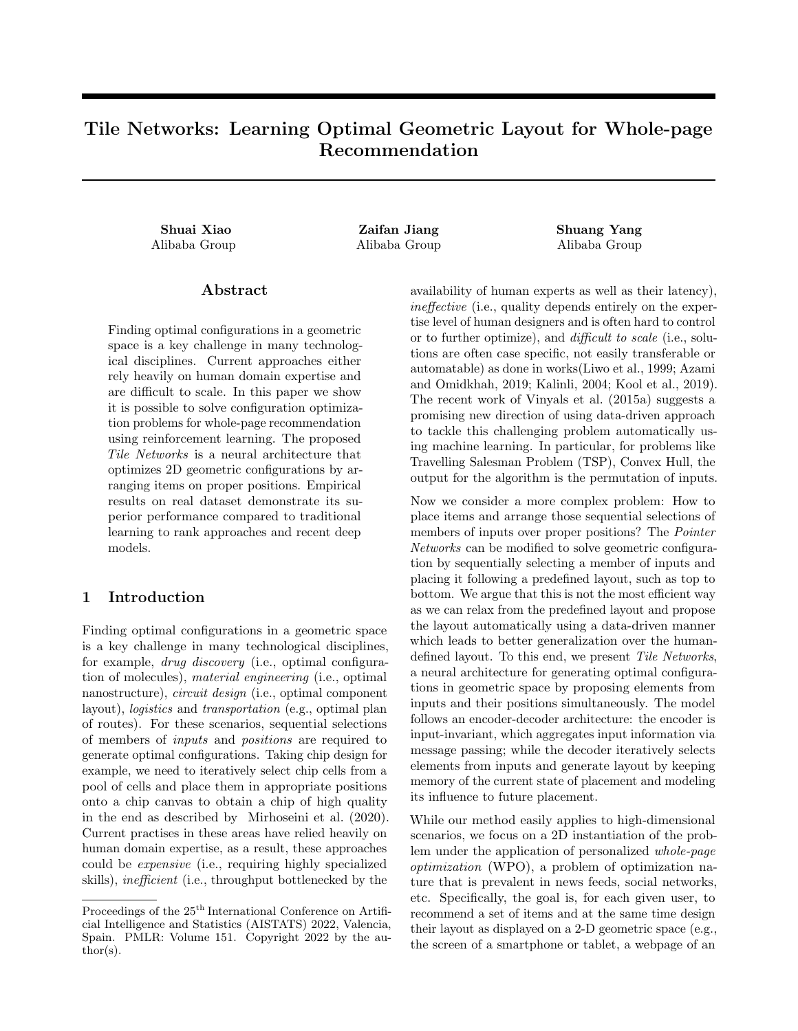# Tile Networks: Learning Optimal Geometric Layout for Whole-page Recommendation

**Shuai Xiao**
Alibaba Group

**Zaifan Jiang**
Alibaba Group

**Shuang Yang**
Alibaba Group

## Abstract

Finding optimal configurations in a geometric space is a key challenge in many technological disciplines. Current approaches either rely heavily on human domain expertise and are difficult to scale. In this paper we show it is possible to solve configuration optimization problems for whole-page recommendation using reinforcement learning. The proposed *Tile Networks* is a neural architecture that optimizes 2D geometric configurations by arranging items on proper positions. Empirical results on real dataset demonstrate its superior performance compared to traditional learning to rank approaches and recent deep models.

## 1 Introduction

Finding optimal configurations in a geometric space is a key challenge in many technological disciplines, for example, *drug discovery* (i.e., optimal configuration of molecules), *material engineering* (i.e., optimal nanostructure), *circuit design* (i.e., optimal component layout), *logistics* and *transportation* (e.g., optimal plan of routes). For these scenarios, sequential selections of members of *inputs* and *positions* are required to generate optimal configurations. Taking chip design for example, we need to iteratively select chip cells from a pool of cells and place them in appropriate positions onto a chip canvas to obtain a chip of high quality in the end as described by Mirhoseini et al. (2020). Current practises in these areas have relied heavily on human domain expertise, as a result, these approaches could be *expensive* (i.e., requiring highly specialized skills), *inefficient* (i.e., throughput bottlenecked by the availability of human experts as well as their latency), *ineffective* (i.e., quality depends entirely on the expertise level of human designers and is often hard to control or to further optimize), and *difficult to scale* (i.e., solutions are often case specific, not easily transferable or automatable) as done in works(Liwo et al., 1999; Azami and Omidkhah, 2019; Kalinli, 2004; Kool et al., 2019). The recent work of Vinyals et al. (2015a) suggests a promising new direction of using data-driven approach to tackle this challenging problem automatically using machine learning. In particular, for problems like Travelling Salesman Problem (TSP), Convex Hull, the output for the algorithm is the permutation of inputs.

Now we consider a more complex problem: How to place items and arrange those sequential selections of members of inputs over proper positions? The *Pointer Networks* can be modified to solve geometric configuration by sequentially selecting a member of inputs and placing it following a predefined layout, such as top to bottom. We argue that this is not the most efficient way as we can relax from the predefined layout and propose the layout automatically using a data-driven manner which leads to better generalization over the human-defined layout. To this end, we present *Tile Networks*, a neural architecture for generating optimal configurations in geometric space by proposing elements from inputs and their positions simultaneously. The model follows an encoder-decoder architecture: the encoder is input-invariant, which aggregates input information via message passing; while the decoder iteratively selects elements from inputs and generate layout by keeping memory of the current state of placement and modeling its influence to future placement.

While our method easily applies to high-dimensional scenarios, we focus on a 2D instantiation of the problem under the application of personalized *whole-page optimization* (WPO), a problem of optimization nature that is prevalent in news feeds, social networks, etc. Specifically, the goal is, for each given user, to recommend a set of items and at the same time design their layout as displayed on a 2-D geometric space (e.g., the screen of a smartphone or tablet, a webpage of an

Proceedings of the 25[th] International Conference on Artificial Intelligence and Statistics (AISTATS) 2022, Valencia, Spain. PMLR: Volume 151. Copyright 2022 by the author(s).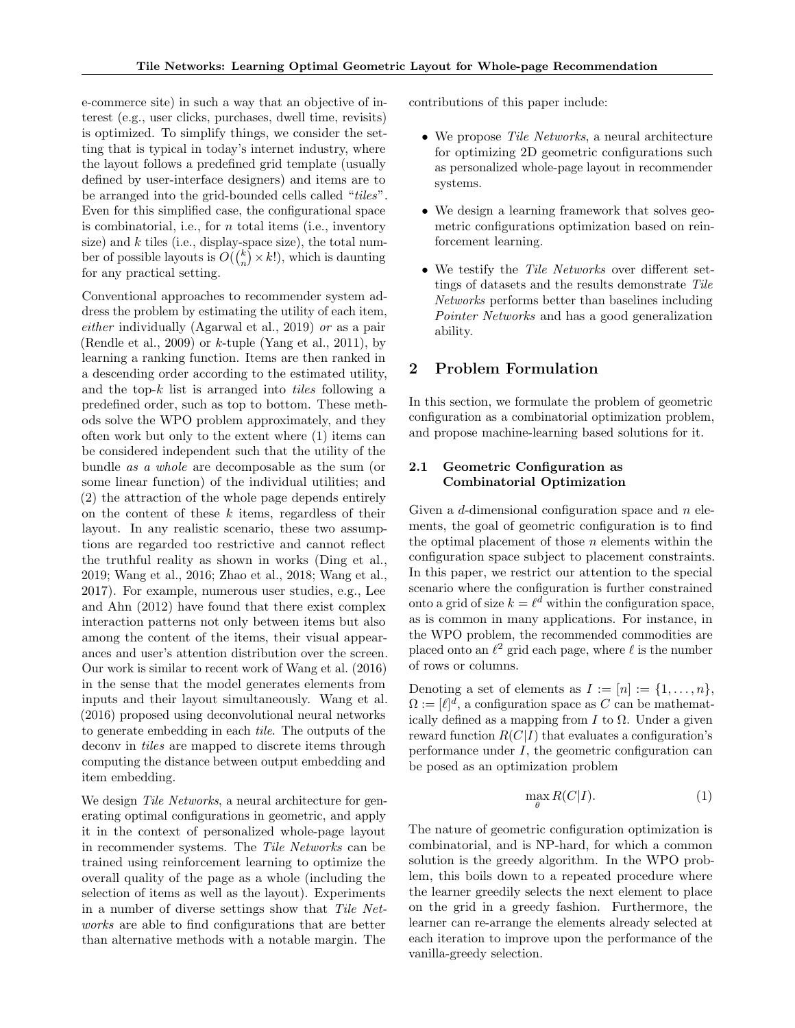e-commerce site) in such a way that an objective of interest (e.g., user clicks, purchases, dwell time, revisits) is optimized. To simplify things, we consider the setting that is typical in today's internet industry, where the layout follows a predefined grid template (usually defined by user-interface designers) and items are to be arranged into the grid-bounded cells called "*tiles*". Even for this simplified case, the configurational space is combinatorial, i.e., for $n$ total items (i.e., inventory size) and $k$ tiles (i.e., display-space size), the total number of possible layouts is $O(\binom{k}{n} \times k!)$, which is daunting for any practical setting.

Conventional approaches to recommender system address the problem by estimating the utility of each item, *either* individually (Agarwal et al., 2019) *or* as a pair (Rendle et al., 2009) or $k$-tuple (Yang et al., 2011), by learning a ranking function. Items are then ranked in a descending order according to the estimated utility, and the top-$k$ list is arranged into *tiles* following a predefined order, such as top to bottom. These methods solve the WPO problem approximately, and they often work but only to the extent where (1) items can be considered independent such that the utility of the bundle *as a whole* are decomposable as the sum (or some linear function) of the individual utilities; and (2) the attraction of the whole page depends entirely on the content of these $k$ items, regardless of their layout. In any realistic scenario, these two assumptions are regarded too restrictive and cannot reflect the truthful reality as shown in works (Ding et al., 2019; Wang et al., 2016; Zhao et al., 2018; Wang et al., 2017). For example, numerous user studies, e.g., Lee and Ahn (2012) have found that there exist complex interaction patterns not only between items but also among the content of the items, their visual appearances and user's attention distribution over the screen. Our work is similar to recent work of Wang et al. (2016) in the sense that the model generates elements from inputs and their layout simultaneously. Wang et al. (2016) proposed using deconvolutional neural networks to generate embedding in each *tile*. The outputs of the deconv in *tiles* are mapped to discrete items through computing the distance between output embedding and item embedding.

We design *Tile Networks*, a neural architecture for generating optimal configurations in geometric, and apply it in the context of personalized whole-page layout in recommender systems. The *Tile Networks* can be trained using reinforcement learning to optimize the overall quality of the page as a whole (including the selection of items as well as the layout). Experiments in a number of diverse settings show that *Tile Networks* are able to find configurations that are better than alternative methods with a notable margin. The contributions of this paper include:

- We propose *Tile Networks*, a neural architecture for optimizing 2D geometric configurations such as personalized whole-page layout in recommender systems.
- We design a learning framework that solves geometric configurations optimization based on reinforcement learning.
- We testify the *Tile Networks* over different settings of datasets and the results demonstrate *Tile Networks* performs better than baselines including *Pointer Networks* and has a good generalization ability.

## 2 Problem Formulation

In this section, we formulate the problem of geometric configuration as a combinatorial optimization problem, and propose machine-learning based solutions for it.

### 2.1 Geometric Configuration as Combinatorial Optimization

Given a $d$-dimensional configuration space and $n$ elements, the goal of geometric configuration is to find the optimal placement of those $n$ elements within the configuration space subject to placement constraints. In this paper, we restrict our attention to the special scenario where the configuration is further constrained onto a grid of size $k = \ell^d$ within the configuration space, as is common in many applications. For instance, in the WPO problem, the recommended commodities are placed onto an $\ell^2$ grid each page, where $\ell$ is the number of rows or columns.

Denoting a set of elements as $I := [n] := \{1, \ldots, n\}$, $\Omega := [\ell]^d$, a configuration space as $C$ can be mathematically defined as a mapping from $I$ to $\Omega$. Under a given reward function $R(C|I)$ that evaluates a configuration's performance under $I$, the geometric configuration can be posed as an optimization problem

$$\max_{\theta} R(C|I). \tag{1}$$

The nature of geometric configuration optimization is combinatorial, and is NP-hard, for which a common solution is the greedy algorithm. In the WPO problem, this boils down to a repeated procedure where the learner greedily selects the next element to place on the grid in a greedy fashion. Furthermore, the learner can re-arrange the elements already selected at each iteration to improve upon the performance of the vanilla-greedy selection.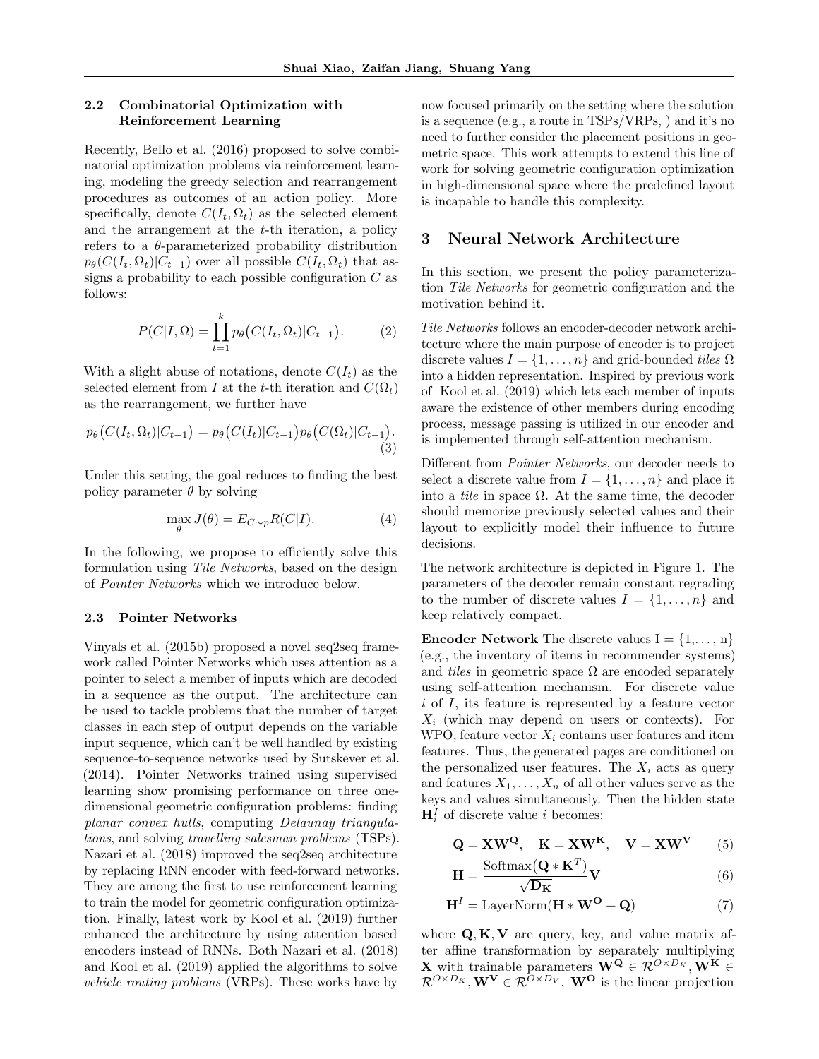### 2.2 Combinatorial Optimization with Reinforcement Learning

Recently, Bello et al. (2016) proposed to solve combinatorial optimization problems via reinforcement learning, modeling the greedy selection and rearrangement procedures as outcomes of an action policy. More specifically, denote $C(I_t, \Omega_t)$ as the selected element and the arrangement at the $t$-th iteration, a policy refers to a $\theta$-parameterized probability distribution $p_\theta(C(I_t, \Omega_t)|C_{t-1})$ over all possible $C(I_t, \Omega_t)$ that assigns a probability to each possible configuration $C$ as follows:

$$P(C|I, \Omega) = \prod_{t=1}^{k} p_\theta\big(C(I_t, \Omega_t)|C_{t-1}\big). \tag{2}$$

With a slight abuse of notations, denote $C(I_t)$ as the selected element from $I$ at the $t$-th iteration and $C(\Omega_t)$ as the rearrangement, we further have

$$p_\theta\big(C(I_t, \Omega_t)|C_{t-1}\big) = p_\theta\big(C(I_t)|C_{t-1}\big) p_\theta\big(C(\Omega_t)|C_{t-1}\big). \tag{3}$$

Under this setting, the goal reduces to finding the best policy parameter $\theta$ by solving

$$\max_\theta J(\theta) = E_{C\sim p} R(C|I). \tag{4}$$

In the following, we propose to efficiently solve this formulation using *Tile Networks*, based on the design of *Pointer Networks* which we introduce below.

### 2.3 Pointer Networks

Vinyals et al. (2015b) proposed a novel seq2seq framework called Pointer Networks which uses attention as a pointer to select a member of inputs which are decoded in a sequence as the output. The architecture can be used to tackle problems that the number of target classes in each step of output depends on the variable input sequence, which can't be well handled by existing sequence-to-sequence networks used by Sutskever et al. (2014). Pointer Networks trained using supervised learning show promising performance on three one-dimensional geometric configuration problems: finding *planar convex hulls*, computing *Delaunay triangulations*, and solving *travelling salesman problems* (TSPs). Nazari et al. (2018) improved the seq2seq architecture by replacing RNN encoder with feed-forward networks. They are among the first to use reinforcement learning to train the model for geometric configuration optimization. Finally, latest work by Kool et al. (2019) further enhanced the architecture by using attention based encoders instead of RNNs. Both Nazari et al. (2018) and Kool et al. (2019) applied the algorithms to solve *vehicle routing problems* (VRPs). These works have by now focused primarily on the setting where the solution is a sequence (e.g., a route in TSPs/VRPs, ) and it's no need to further consider the placement positions in geometric space. This work attempts to extend this line of work for solving geometric configuration optimization in high-dimensional space where the predefined layout is incapable to handle this complexity.

## 3 Neural Network Architecture

In this section, we present the policy parameterization *Tile Networks* for geometric configuration and the motivation behind it.

*Tile Networks* follows an encoder-decoder network architecture where the main purpose of encoder is to project discrete values $I = \{1, \dots, n\}$ and grid-bounded *tiles* $\Omega$ into a hidden representation. Inspired by previous work of Kool et al. (2019) which lets each member of inputs aware the existence of other members during encoding process, message passing is utilized in our encoder and is implemented through self-attention mechanism.

Different from *Pointer Networks*, our decoder needs to select a discrete value from $I = \{1, \dots, n\}$ and place it into a *tile* in space $\Omega$. At the same time, the decoder should memorize previously selected values and their layout to explicitly model their influence to future decisions.

The network architecture is depicted in Figure 1. The parameters of the decoder remain constant regrading to the number of discrete values $I = \{1, \dots, n\}$ and keep relatively compact.

**Encoder Network** The discrete values I = {1,..., n} (e.g., the inventory of items in recommender systems) and *tiles* in geometric space $\Omega$ are encoded separately using self-attention mechanism. For discrete value $i$ of $I$, its feature is represented by a feature vector $X_i$ (which may depend on users or contexts). For WPO, feature vector $X_i$ contains user features and item features. Thus, the generated pages are conditioned on the personalized user features. The $X_i$ acts as query and features $X_1, \dots, X_n$ of all other values serve as the keys and values simultaneously. Then the hidden state $\mathbf{H}_i^I$ of discrete value $i$ becomes:

$$\mathbf{Q} = \mathbf{X}\mathbf{W}^{\mathbf{Q}}, \quad \mathbf{K} = \mathbf{X}\mathbf{W}^{\mathbf{K}}, \quad \mathbf{V} = \mathbf{X}\mathbf{W}^{\mathbf{V}} \tag{5}$$

$$\mathbf{H} = \frac{\text{Softmax}\big(\mathbf{Q} * \mathbf{K}^T\big)}{\sqrt{\mathbf{D_K}}}\mathbf{V} \tag{6}$$

$$\mathbf{H}^I = \text{LayerNorm}(\mathbf{H} * \mathbf{W}^{\mathbf{O}} + \mathbf{Q}) \tag{7}$$

where $\mathbf{Q}, \mathbf{K}, \mathbf{V}$ are query, key, and value matrix after affine transformation by separately multiplying $\mathbf{X}$ with trainable parameters $\mathbf{W}^{\mathbf{Q}} \in \mathcal{R}^{O \times D_K}, \mathbf{W}^{\mathbf{K}} \in \mathcal{R}^{O \times D_K}, \mathbf{W}^{\mathbf{V}} \in \mathcal{R}^{O \times D_V}$. $\mathbf{W}^{\mathbf{O}}$ is the linear projection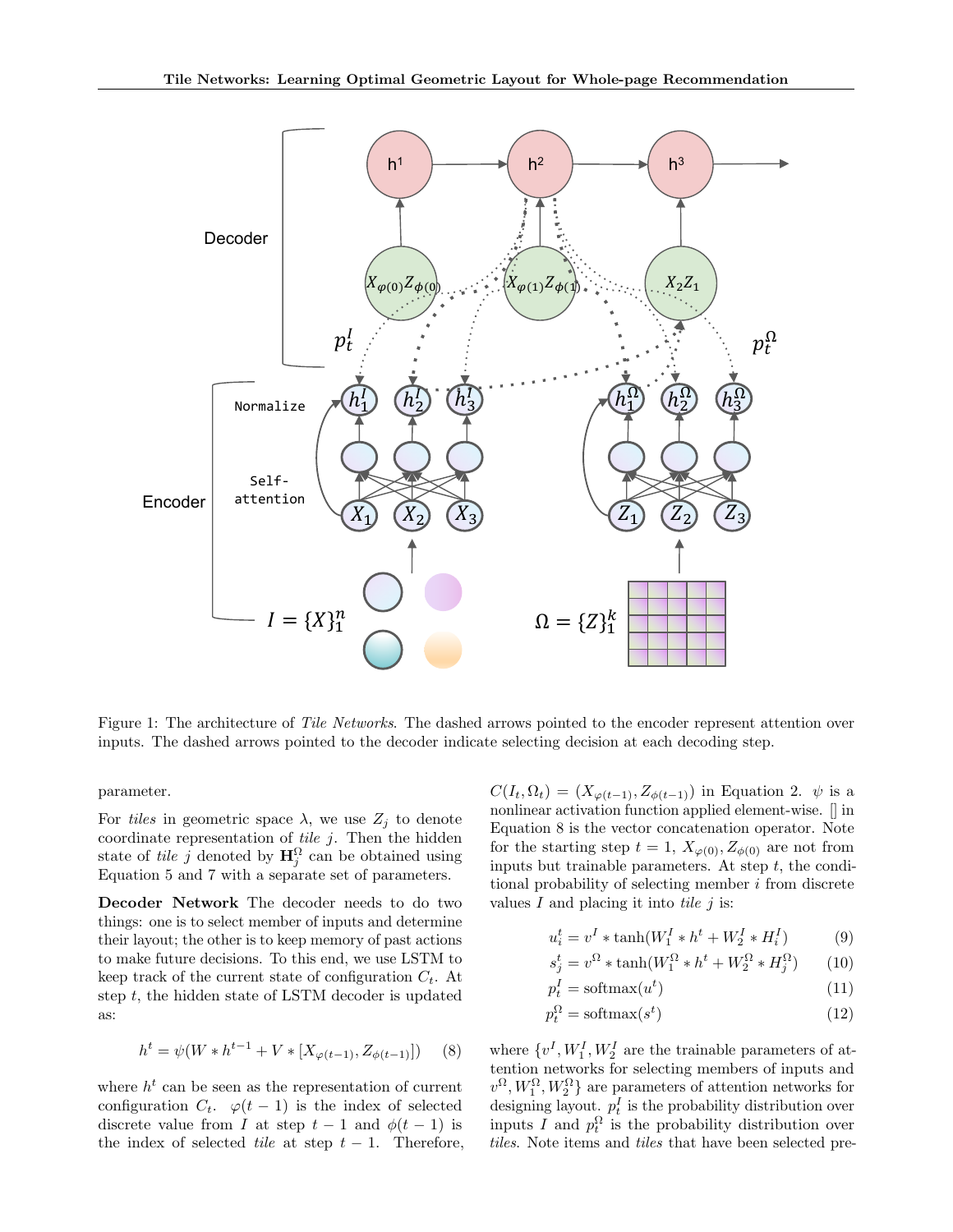Figure 1: The architecture of *Tile Networks*. The dashed arrows pointed to the encoder represent attention over inputs. The dashed arrows pointed to the decoder indicate selecting decision at each decoding step.

parameter.

For *tiles* in geometric space $\lambda$, we use $Z_j$ to denote coordinate representation of *tile* $j$. Then the hidden state of *tile* $j$ denoted by $\mathbf{H}_j^{\Omega}$ can be obtained using Equation 5 and 7 with a separate set of parameters.

**Decoder Network** The decoder needs to do two things: one is to select member of inputs and determine their layout; the other is to keep memory of past actions to make future decisions. To this end, we use LSTM to keep track of the current state of configuration $C_t$. At step $t$, the hidden state of LSTM decoder is updated as:

$$h^t = \psi(W * h^{t-1} + V * [X_{\varphi(t-1)}, Z_{\phi(t-1)}]) \quad (8)$$

where $h^t$ can be seen as the representation of current configuration $C_t$. $\varphi(t-1)$ is the index of selected discrete value from $I$ at step $t-1$ and $\phi(t-1)$ is the index of selected *tile* at step $t-1$. Therefore, $C(I_t, \Omega_t) = (X_{\varphi(t-1)}, Z_{\phi(t-1)})$ in Equation 2. $\psi$ is a nonlinear activation function applied element-wise. [] in Equation 8 is the vector concatenation operator. Note for the starting step $t = 1$, $X_{\varphi(0)}, Z_{\phi(0)}$ are not from inputs but trainable parameters. At step $t$, the conditional probability of selecting member $i$ from discrete values $I$ and placing it into *tile* $j$ is:

$$u_i^t = v^I * \tanh(W_1^I * h^t + W_2^I * H_i^I) \quad (9)$$

$$s_j^t = v^{\Omega} * \tanh(W_1^{\Omega} * h^t + W_2^{\Omega} * H_j^{\Omega}) \quad (10)$$

$$p_t^I = \mathrm{softmax}(u^t) \quad (11)$$

$$p_t^{\Omega} = \mathrm{softmax}(s^t) \quad (12)$$

where $\{v^I, W_1^I, W_2^I$ are the trainable parameters of attention networks for selecting members of inputs and $v^{\Omega}, W_1^{\Omega}, W_2^{\Omega}\}$ are parameters of attention networks for designing layout. $p_t^I$ is the probability distribution over inputs $I$ and $p_t^{\Omega}$ is the probability distribution over *tiles*. Note items and *tiles* that have been selected pre-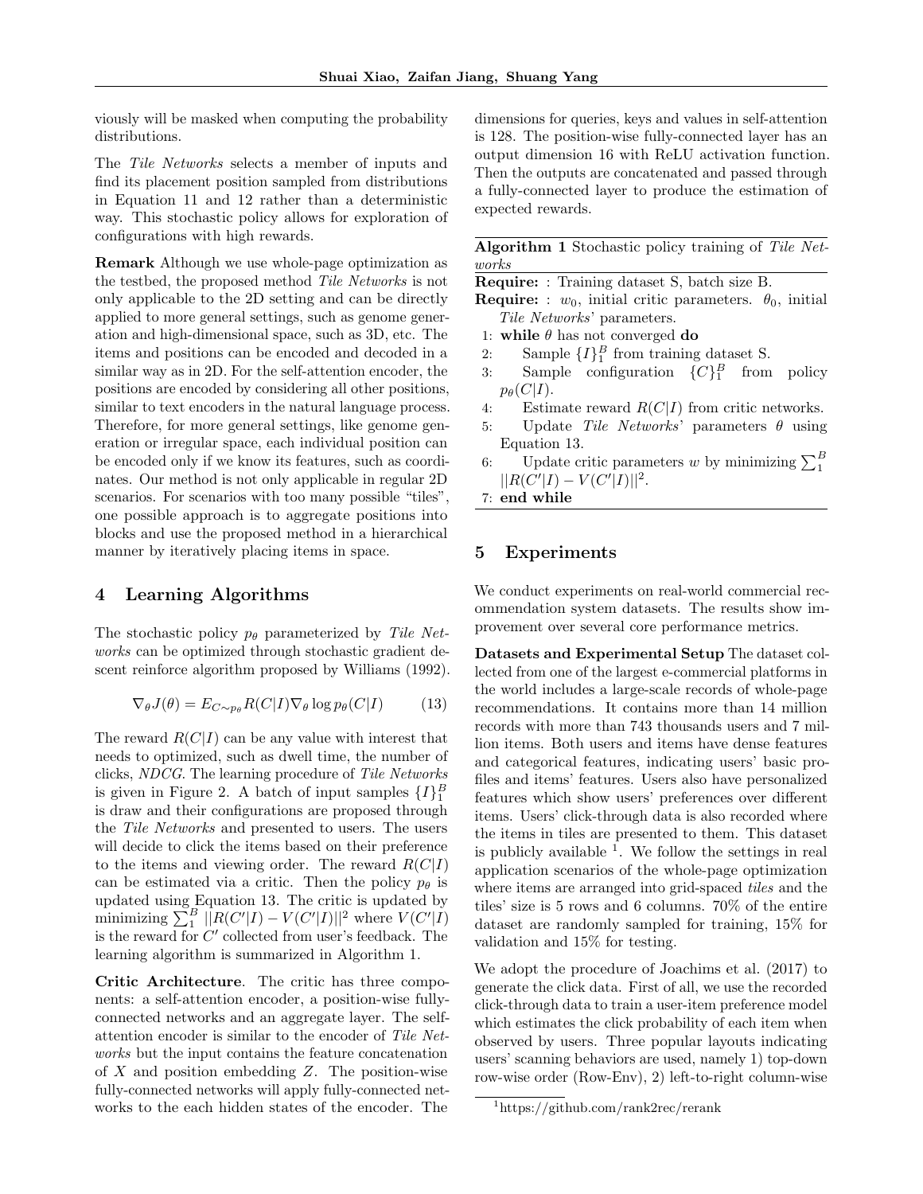viously will be masked when computing the probability distributions.

The *Tile Networks* selects a member of inputs and find its placement position sampled from distributions in Equation 11 and 12 rather than a deterministic way. This stochastic policy allows for exploration of configurations with high rewards.

**Remark** Although we use whole-page optimization as the testbed, the proposed method *Tile Networks* is not only applicable to the 2D setting and can be directly applied to more general settings, such as genome generation and high-dimensional space, such as 3D, etc. The items and positions can be encoded and decoded in a similar way as in 2D. For the self-attention encoder, the positions are encoded by considering all other positions, similar to text encoders in the natural language process. Therefore, for more general settings, like genome generation or irregular space, each individual position can be encoded only if we know its features, such as coordinates. Our method is not only applicable in regular 2D scenarios. For scenarios with too many possible "tiles", one possible approach is to aggregate positions into blocks and use the proposed method in a hierarchical manner by iteratively placing items in space.

## 4 Learning Algorithms

The stochastic policy $p_\theta$ parameterized by *Tile Networks* can be optimized through stochastic gradient descent reinforce algorithm proposed by Williams (1992).

$$\nabla_\theta J(\theta) = E_{C \sim p_\theta} R(C|I) \nabla_\theta \log p_\theta(C|I) \tag{13}$$

The reward $R(C|I)$ can be any value with interest that needs to optimized, such as dwell time, the number of clicks, *NDCG*. The learning procedure of *Tile Networks* is given in Figure 2. A batch of input samples $\{I\}_1^B$ is draw and their configurations are proposed through the *Tile Networks* and presented to users. The users will decide to click the items based on their preference to the items and viewing order. The reward $R(C|I)$ can be estimated via a critic. Then the policy $p_\theta$ is updated using Equation 13. The critic is updated by minimizing $\sum_1^B ||R(C'|I) - V(C'|I)||^2$ where $V(C'|I)$ is the reward for $C'$ collected from user's feedback. The learning algorithm is summarized in Algorithm 1.

**Critic Architecture**. The critic has three components: a self-attention encoder, a position-wise fully-connected networks and an aggregate layer. The self-attention encoder is similar to the encoder of *Tile Networks* but the input contains the feature concatenation of $X$ and position embedding $Z$. The position-wise fully-connected networks will apply fully-connected networks to the each hidden states of the encoder. The dimensions for queries, keys and values in self-attention is 128. The position-wise fully-connected layer has an output dimension 16 with ReLU activation function. Then the outputs are concatenated and passed through a fully-connected layer to produce the estimation of expected rewards.

**Algorithm 1** Stochastic policy training of *Tile Networks*

**Require:** : Training dataset S, batch size B.
**Require:** : $w_0$, initial critic parameters. $\theta_0$, initial *Tile Networks*' parameters.

1: **while** $\theta$ has not converged **do**
2: Sample $\{I\}_1^B$ from training dataset S.
3: Sample configuration $\{C\}_1^B$ from policy $p_\theta(C|I)$.
4: Estimate reward $R(C|I)$ from critic networks.
5: Update *Tile Networks*' parameters $\theta$ using Equation 13.
6: Update critic parameters $w$ by minimizing $\sum_1^B ||R(C'|I) - V(C'|I)||^2$.
7: **end while**

## 5 Experiments

We conduct experiments on real-world commercial recommendation system datasets. The results show improvement over several core performance metrics.

**Datasets and Experimental Setup** The dataset collected from one of the largest e-commercial platforms in the world includes a large-scale records of whole-page recommendations. It contains more than 14 million records with more than 743 thousands users and 7 million items. Both users and items have dense features and categorical features, indicating users' basic profiles and items' features. Users also have personalized features which show users' preferences over different items. Users' click-through data is also recorded where the items in tiles are presented to them. This dataset is publicly available [1]. We follow the settings in real application scenarios of the whole-page optimization where items are arranged into grid-spaced *tiles* and the tiles' size is 5 rows and 6 columns. 70% of the entire dataset are randomly sampled for training, 15% for validation and 15% for testing.

We adopt the procedure of Joachims et al. (2017) to generate the click data. First of all, we use the recorded click-through data to train a user-item preference model which estimates the click probability of each item when observed by users. Three popular layouts indicating users' scanning behaviors are used, namely 1) top-down row-wise order (Row-Env), 2) left-to-right column-wise

[1] https://github.com/rank2rec/rerank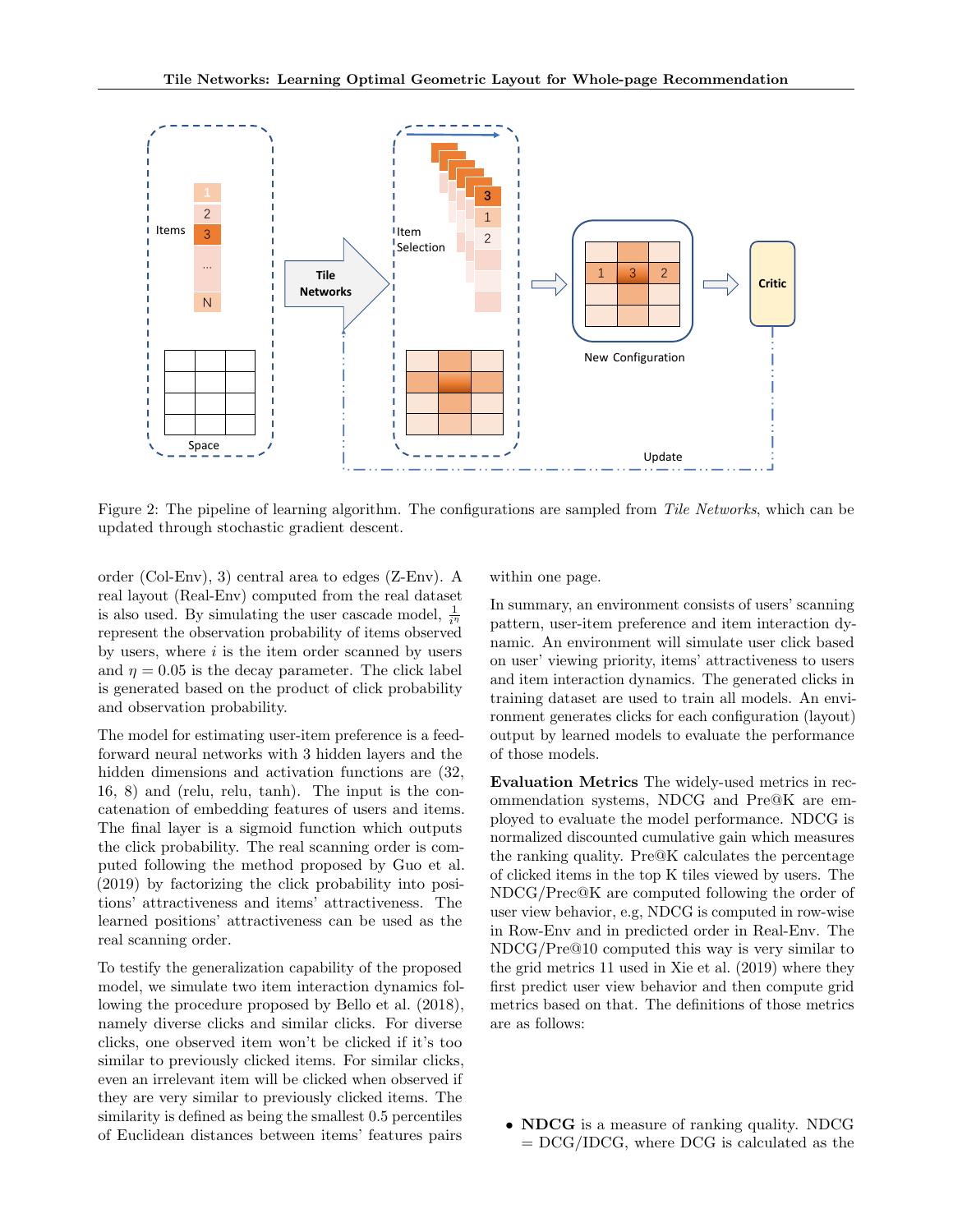Figure 2: The pipeline of learning algorithm. The configurations are sampled from *Tile Networks*, which can be updated through stochastic gradient descent.

order (Col-Env), 3) central area to edges (Z-Env). A real layout (Real-Env) computed from the real dataset is also used. By simulating the user cascade model, $\frac{1}{i^{\eta}}$ represent the observation probability of items observed by users, where $i$ is the item order scanned by users and $\eta = 0.05$ is the decay parameter. The click label is generated based on the product of click probability and observation probability.

The model for estimating user-item preference is a feed-forward neural networks with 3 hidden layers and the hidden dimensions and activation functions are (32, 16, 8) and (relu, relu, tanh). The input is the concatenation of embedding features of users and items. The final layer is a sigmoid function which outputs the click probability. The real scanning order is computed following the method proposed by Guo et al. (2019) by factorizing the click probability into positions' attractiveness and items' attractiveness. The learned positions' attractiveness can be used as the real scanning order.

To testify the generalization capability of the proposed model, we simulate two item interaction dynamics following the procedure proposed by Bello et al. (2018), namely diverse clicks and similar clicks. For diverse clicks, one observed item won't be clicked if it's too similar to previously clicked items. For similar clicks, even an irrelevant item will be clicked when observed if they are very similar to previously clicked items. The similarity is defined as being the smallest 0.5 percentiles of Euclidean distances between items' features pairs within one page.

In summary, an environment consists of users' scanning pattern, user-item preference and item interaction dynamic. An environment will simulate user click based on user' viewing priority, items' attractiveness to users and item interaction dynamics. The generated clicks in training dataset are used to train all models. An environment generates clicks for each configuration (layout) output by learned models to evaluate the performance of those models.

**Evaluation Metrics** The widely-used metrics in recommendation systems, NDCG and Pre@K are employed to evaluate the model performance. NDCG is normalized discounted cumulative gain which measures the ranking quality. Pre@K calculates the percentage of clicked items in the top K tiles viewed by users. The NDCG/Prec@K are computed following the order of user view behavior, e.g, NDCG is computed in row-wise in Row-Env and in predicted order in Real-Env. The NDCG/Pre@10 computed this way is very similar to the grid metrics 11 used in Xie et al. (2019) where they first predict user view behavior and then compute grid metrics based on that. The definitions of those metrics are as follows:

- **NDCG** is a measure of ranking quality. NDCG = DCG/IDCG, where DCG is calculated as the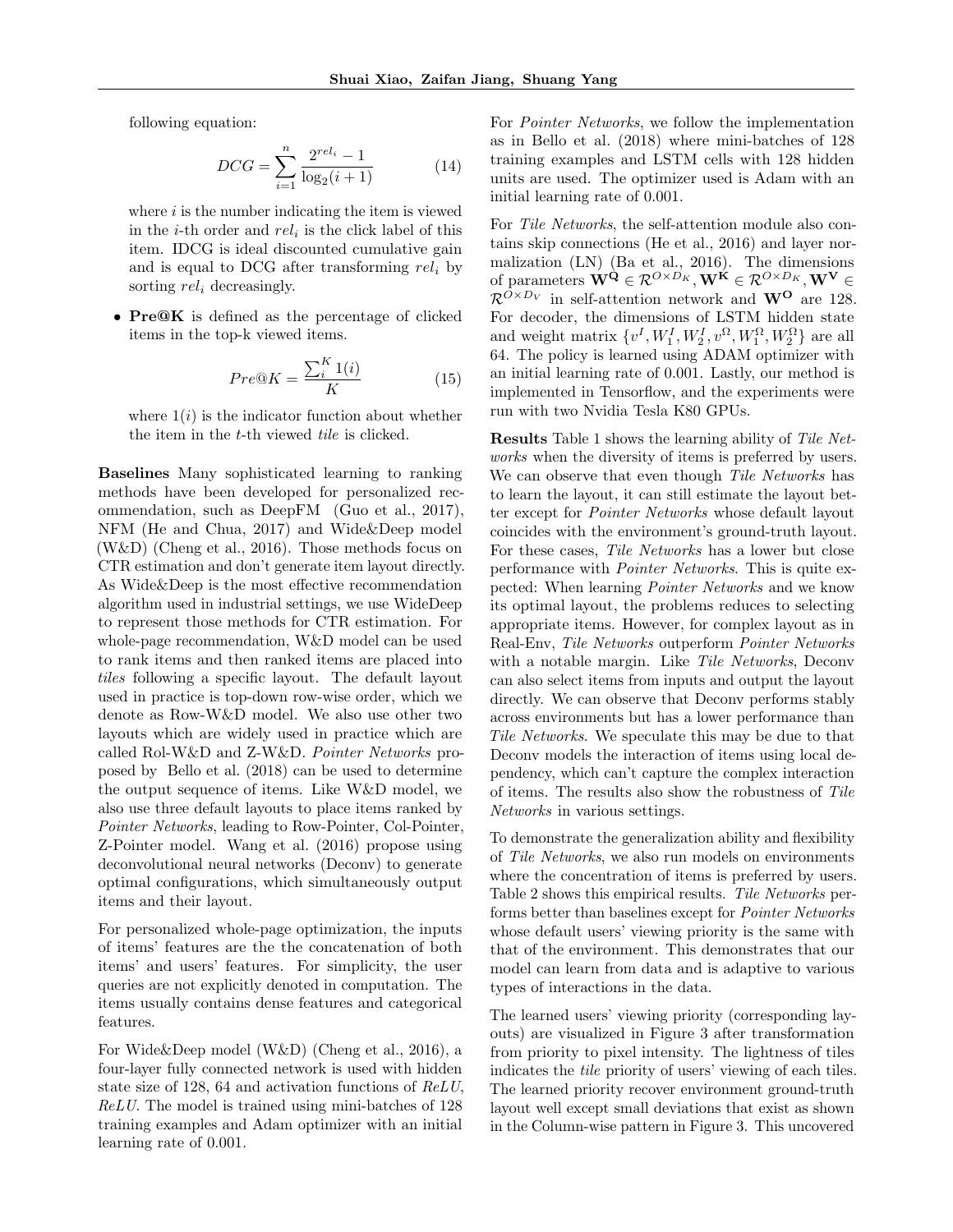following equation:

$$DCG = \sum_{i=1}^{n} \frac{2^{rel_i} - 1}{\log_2(i+1)} \tag{14}$$

where $i$ is the number indicating the item is viewed in the $i$-th order and $rel_i$ is the click label of this item. IDCG is ideal discounted cumulative gain and is equal to DCG after transforming $rel_i$ by sorting $rel_i$ decreasingly.

- **Pre@K** is defined as the percentage of clicked items in the top-k viewed items.

$$Pre@K = \frac{\sum_i^K 1(i)}{K} \tag{15}$$

where $1(i)$ is the indicator function about whether the item in the $t$-th viewed *tile* is clicked.

**Baselines** Many sophisticated learning to ranking methods have been developed for personalized recommendation, such as DeepFM (Guo et al., 2017), NFM (He and Chua, 2017) and Wide&Deep model (W&D) (Cheng et al., 2016). Those methods focus on CTR estimation and don't generate item layout directly. As Wide&Deep is the most effective recommendation algorithm used in industrial settings, we use WideDeep to represent those methods for CTR estimation. For whole-page recommendation, W&D model can be used to rank items and then ranked items are placed into *tiles* following a specific layout. The default layout used in practice is top-down row-wise order, which we denote as Row-W&D model. We also use other two layouts which are widely used in practice which are called Rol-W&D and Z-W&D. *Pointer Networks* proposed by Bello et al. (2018) can be used to determine the output sequence of items. Like W&D model, we also use three default layouts to place items ranked by *Pointer Networks*, leading to Row-Pointer, Col-Pointer, Z-Pointer model. Wang et al. (2016) propose using deconvolutional neural networks (Deconv) to generate optimal configurations, which simultaneously output items and their layout.

For personalized whole-page optimization, the inputs of items' features are the the concatenation of both items' and users' features. For simplicity, the user queries are not explicitly denoted in computation. The items usually contains dense features and categorical features.

For Wide&Deep model (W&D) (Cheng et al., 2016), a four-layer fully connected network is used with hidden state size of 128, 64 and activation functions of *ReLU*, *ReLU*. The model is trained using mini-batches of 128 training examples and Adam optimizer with an initial learning rate of 0.001.

For *Pointer Networks*, we follow the implementation as in Bello et al. (2018) where mini-batches of 128 training examples and LSTM cells with 128 hidden units are used. The optimizer used is Adam with an initial learning rate of 0.001.

For *Tile Networks*, the self-attention module also contains skip connections (He et al., 2016) and layer normalization (LN) (Ba et al., 2016). The dimensions of parameters $\mathbf{W^Q} \in \mathcal{R}^{O \times D_K}, \mathbf{W^K} \in \mathcal{R}^{O \times D_K}, \mathbf{W^V} \in \mathcal{R}^{O \times D_V}$ in self-attention network and $\mathbf{W^O}$ are 128. For decoder, the dimensions of LSTM hidden state and weight matrix $\{v^I, W_1^I, W_2^I, v^\Omega, W_1^\Omega, W_2^\Omega\}$ are all 64. The policy is learned using ADAM optimizer with an initial learning rate of 0.001. Lastly, our method is implemented in Tensorflow, and the experiments were run with two Nvidia Tesla K80 GPUs.

**Results** Table 1 shows the learning ability of *Tile Networks* when the diversity of items is preferred by users. We can observe that even though *Tile Networks* has to learn the layout, it can still estimate the layout better except for *Pointer Networks* whose default layout coincides with the environment's ground-truth layout. For these cases, *Tile Networks* has a lower but close performance with *Pointer Networks*. This is quite expected: When learning *Pointer Networks* and we know its optimal layout, the problems reduces to selecting appropriate items. However, for complex layout as in Real-Env, *Tile Networks* outperform *Pointer Networks* with a notable margin. Like *Tile Networks*, Deconv can also select items from inputs and output the layout directly. We can observe that Deconv performs stably across environments but has a lower performance than *Tile Networks*. We speculate this may be due to that Deconv models the interaction of items using local dependency, which can't capture the complex interaction of items. The results also show the robustness of *Tile Networks* in various settings.

To demonstrate the generalization ability and flexibility of *Tile Networks*, we also run models on environments where the concentration of items is preferred by users. Table 2 shows this empirical results. *Tile Networks* performs better than baselines except for *Pointer Networks* whose default users' viewing priority is the same with that of the environment. This demonstrates that our model can learn from data and is adaptive to various types of interactions in the data.

The learned users' viewing priority (corresponding layouts) are visualized in Figure 3 after transformation from priority to pixel intensity. The lightness of tiles indicates the *tile* priority of users' viewing of each tiles. The learned priority recover environment ground-truth layout well except small deviations that exist as shown in the Column-wise pattern in Figure 3. This uncovered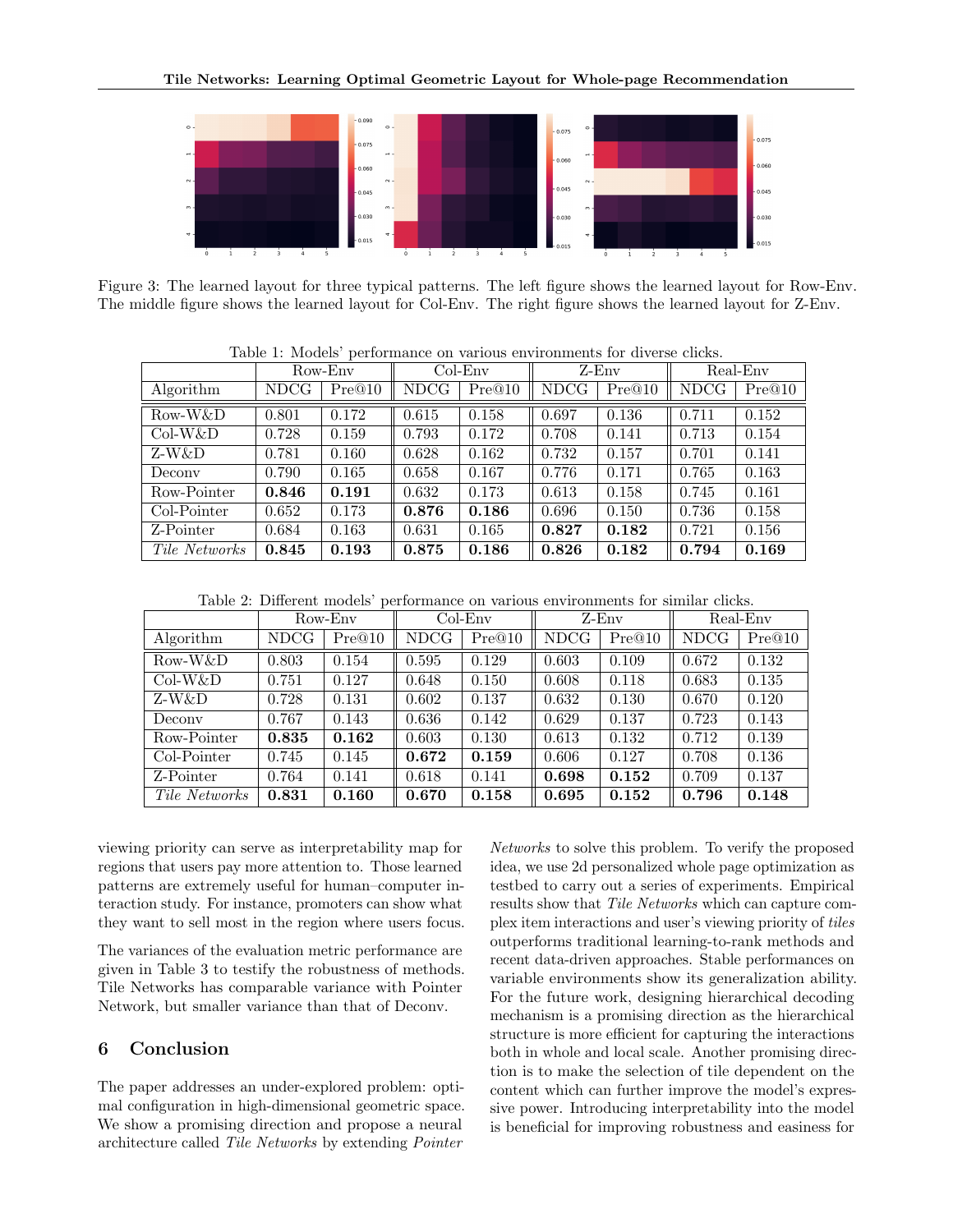Figure 3: The learned layout for three typical patterns. The left figure shows the learned layout for Row-Env. The middle figure shows the learned layout for Col-Env. The right figure shows the learned layout for Z-Env.

Table 1: Models' performance on various environments for diverse clicks.

| | Row-Env | | Col-Env | | Z-Env | | Real-Env | |
|---|---|---|---|---|---|---|---|---|
| Algorithm | NDCG | Pre@10 | NDCG | Pre@10 | NDCG | Pre@10 | NDCG | Pre@10 |
| Row-W&D | 0.801 | 0.172 | 0.615 | 0.158 | 0.697 | 0.136 | 0.711 | 0.152 |
| Col-W&D | 0.728 | 0.159 | 0.793 | 0.172 | 0.708 | 0.141 | 0.713 | 0.154 |
| Z-W&D | 0.781 | 0.160 | 0.628 | 0.162 | 0.732 | 0.157 | 0.701 | 0.141 |
| Deconv | 0.790 | 0.165 | 0.658 | 0.167 | 0.776 | 0.171 | 0.765 | 0.163 |
| Row-Pointer | **0.846** | **0.191** | 0.632 | 0.173 | 0.613 | 0.158 | 0.745 | 0.161 |
| Col-Pointer | 0.652 | 0.173 | **0.876** | **0.186** | 0.696 | 0.150 | 0.736 | 0.158 |
| Z-Pointer | 0.684 | 0.163 | 0.631 | 0.165 | **0.827** | **0.182** | 0.721 | 0.156 |
| *Tile Networks* | **0.845** | **0.193** | **0.875** | **0.186** | **0.826** | **0.182** | **0.794** | **0.169** |

Table 2: Different models' performance on various environments for similar clicks.

| | Row-Env | | Col-Env | | Z-Env | | Real-Env | |
|---|---|---|---|---|---|---|---|---|
| Algorithm | NDCG | Pre@10 | NDCG | Pre@10 | NDCG | Pre@10 | NDCG | Pre@10 |
| Row-W&D | 0.803 | 0.154 | 0.595 | 0.129 | 0.603 | 0.109 | 0.672 | 0.132 |
| Col-W&D | 0.751 | 0.127 | 0.648 | 0.150 | 0.608 | 0.118 | 0.683 | 0.135 |
| Z-W&D | 0.728 | 0.131 | 0.602 | 0.137 | 0.632 | 0.130 | 0.670 | 0.120 |
| Deconv | 0.767 | 0.143 | 0.636 | 0.142 | 0.629 | 0.137 | 0.723 | 0.143 |
| Row-Pointer | **0.835** | **0.162** | 0.603 | 0.130 | 0.613 | 0.132 | 0.712 | 0.139 |
| Col-Pointer | 0.745 | 0.145 | **0.672** | **0.159** | 0.606 | 0.127 | 0.708 | 0.136 |
| Z-Pointer | 0.764 | 0.141 | 0.618 | 0.141 | **0.698** | **0.152** | 0.709 | 0.137 |
| *Tile Networks* | **0.831** | **0.160** | **0.670** | **0.158** | **0.695** | **0.152** | **0.796** | **0.148** |

viewing priority can serve as interpretability map for regions that users pay more attention to. Those learned patterns are extremely useful for human–computer interaction study. For instance, promoters can show what they want to sell most in the region where users focus.

The variances of the evaluation metric performance are given in Table 3 to testify the robustness of methods. Tile Networks has comparable variance with Pointer Network, but smaller variance than that of Deconv.

## 6 Conclusion

The paper addresses an under-explored problem: optimal configuration in high-dimensional geometric space. We show a promising direction and propose a neural architecture called *Tile Networks* by extending *Pointer Networks* to solve this problem. To verify the proposed idea, we use 2d personalized whole page optimization as testbed to carry out a series of experiments. Empirical results show that *Tile Networks* which can capture complex item interactions and user's viewing priority of *tiles* outperforms traditional learning-to-rank methods and recent data-driven approaches. Stable performances on variable environments show its generalization ability. For the future work, designing hierarchical decoding mechanism is a promising direction as the hierarchical structure is more efficient for capturing the interactions both in whole and local scale. Another promising direction is to make the selection of tile dependent on the content which can further improve the model's expressive power. Introducing interpretability into the model is beneficial for improving robustness and easiness for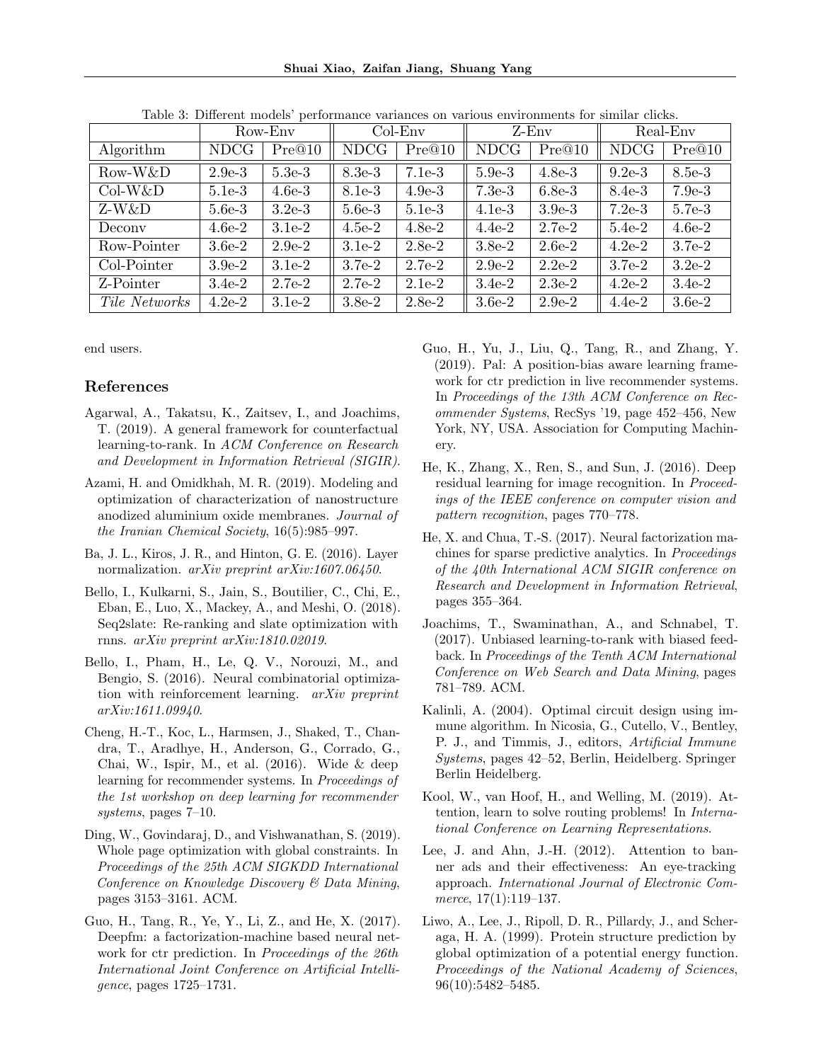Table 3: Different models' performance variances on various environments for similar clicks.

| | Row-Env | | Col-Env | | Z-Env | | Real-Env | |
|---|---|---|---|---|---|---|---|---|
| Algorithm | NDCG | Pre@10 | NDCG | Pre@10 | NDCG | Pre@10 | NDCG | Pre@10 |
| Row-W&D | 2.9e-3 | 5.3e-3 | 8.3e-3 | 7.1e-3 | 5.9e-3 | 4.8e-3 | 9.2e-3 | 8.5e-3 |
| Col-W&D | 5.1e-3 | 4.6e-3 | 8.1e-3 | 4.9e-3 | 7.3e-3 | 6.8e-3 | 8.4e-3 | 7.9e-3 |
| Z-W&D | 5.6e-3 | 3.2e-3 | 5.6e-3 | 5.1e-3 | 4.1e-3 | 3.9e-3 | 7.2e-3 | 5.7e-3 |
| Deconv | 4.6e-2 | 3.1e-2 | 4.5e-2 | 4.8e-2 | 4.4e-2 | 2.7e-2 | 5.4e-2 | 4.6e-2 |
| Row-Pointer | 3.6e-2 | 2.9e-2 | 3.1e-2 | 2.8e-2 | 3.8e-2 | 2.6e-2 | 4.2e-2 | 3.7e-2 |
| Col-Pointer | 3.9e-2 | 3.1e-2 | 3.7e-2 | 2.7e-2 | 2.9e-2 | 2.2e-2 | 3.7e-2 | 3.2e-2 |
| Z-Pointer | 3.4e-2 | 2.7e-2 | 2.7e-2 | 2.1e-2 | 3.4e-2 | 2.3e-2 | 4.2e-2 | 3.4e-2 |
| *Tile Networks* | 4.2e-2 | 3.1e-2 | 3.8e-2 | 2.8e-2 | 3.6e-2 | 2.9e-2 | 4.4e-2 | 3.6e-2 |

end users.

## References

Agarwal, A., Takatsu, K., Zaitsev, I., and Joachims, T. (2019). A general framework for counterfactual learning-to-rank. In *ACM Conference on Research and Development in Information Retrieval (SIGIR)*.

Azami, H. and Omidkhah, M. R. (2019). Modeling and optimization of characterization of nanostructure anodized aluminium oxide membranes. *Journal of the Iranian Chemical Society*, 16(5):985–997.

Ba, J. L., Kiros, J. R., and Hinton, G. E. (2016). Layer normalization. *arXiv preprint arXiv:1607.06450*.

Bello, I., Kulkarni, S., Jain, S., Boutilier, C., Chi, E., Eban, E., Luo, X., Mackey, A., and Meshi, O. (2018). Seq2slate: Re-ranking and slate optimization with rnns. *arXiv preprint arXiv:1810.02019*.

Bello, I., Pham, H., Le, Q. V., Norouzi, M., and Bengio, S. (2016). Neural combinatorial optimization with reinforcement learning. *arXiv preprint arXiv:1611.09940*.

Cheng, H.-T., Koc, L., Harmsen, J., Shaked, T., Chandra, T., Aradhye, H., Anderson, G., Corrado, G., Chai, W., Ispir, M., et al. (2016). Wide & deep learning for recommender systems. In *Proceedings of the 1st workshop on deep learning for recommender systems*, pages 7–10.

Ding, W., Govindaraj, D., and Vishwanathan, S. (2019). Whole page optimization with global constraints. In *Proceedings of the 25th ACM SIGKDD International Conference on Knowledge Discovery & Data Mining*, pages 3153–3161. ACM.

Guo, H., Tang, R., Ye, Y., Li, Z., and He, X. (2017). Deepfm: a factorization-machine based neural network for ctr prediction. In *Proceedings of the 26th International Joint Conference on Artificial Intelligence*, pages 1725–1731.

Guo, H., Yu, J., Liu, Q., Tang, R., and Zhang, Y. (2019). Pal: A position-bias aware learning framework for ctr prediction in live recommender systems. In *Proceedings of the 13th ACM Conference on Recommender Systems*, RecSys '19, page 452–456, New York, NY, USA. Association for Computing Machinery.

He, K., Zhang, X., Ren, S., and Sun, J. (2016). Deep residual learning for image recognition. In *Proceedings of the IEEE conference on computer vision and pattern recognition*, pages 770–778.

He, X. and Chua, T.-S. (2017). Neural factorization machines for sparse predictive analytics. In *Proceedings of the 40th International ACM SIGIR conference on Research and Development in Information Retrieval*, pages 355–364.

Joachims, T., Swaminathan, A., and Schnabel, T. (2017). Unbiased learning-to-rank with biased feedback. In *Proceedings of the Tenth ACM International Conference on Web Search and Data Mining*, pages 781–789. ACM.

Kalinli, A. (2004). Optimal circuit design using immune algorithm. In Nicosia, G., Cutello, V., Bentley, P. J., and Timmis, J., editors, *Artificial Immune Systems*, pages 42–52, Berlin, Heidelberg. Springer Berlin Heidelberg.

Kool, W., van Hoof, H., and Welling, M. (2019). Attention, learn to solve routing problems! In *International Conference on Learning Representations*.

Lee, J. and Ahn, J.-H. (2012). Attention to banner ads and their effectiveness: An eye-tracking approach. *International Journal of Electronic Commerce*, 17(1):119–137.

Liwo, A., Lee, J., Ripoll, D. R., Pillardy, J., and Scheraga, H. A. (1999). Protein structure prediction by global optimization of a potential energy function. *Proceedings of the National Academy of Sciences*, 96(10):5482–5485.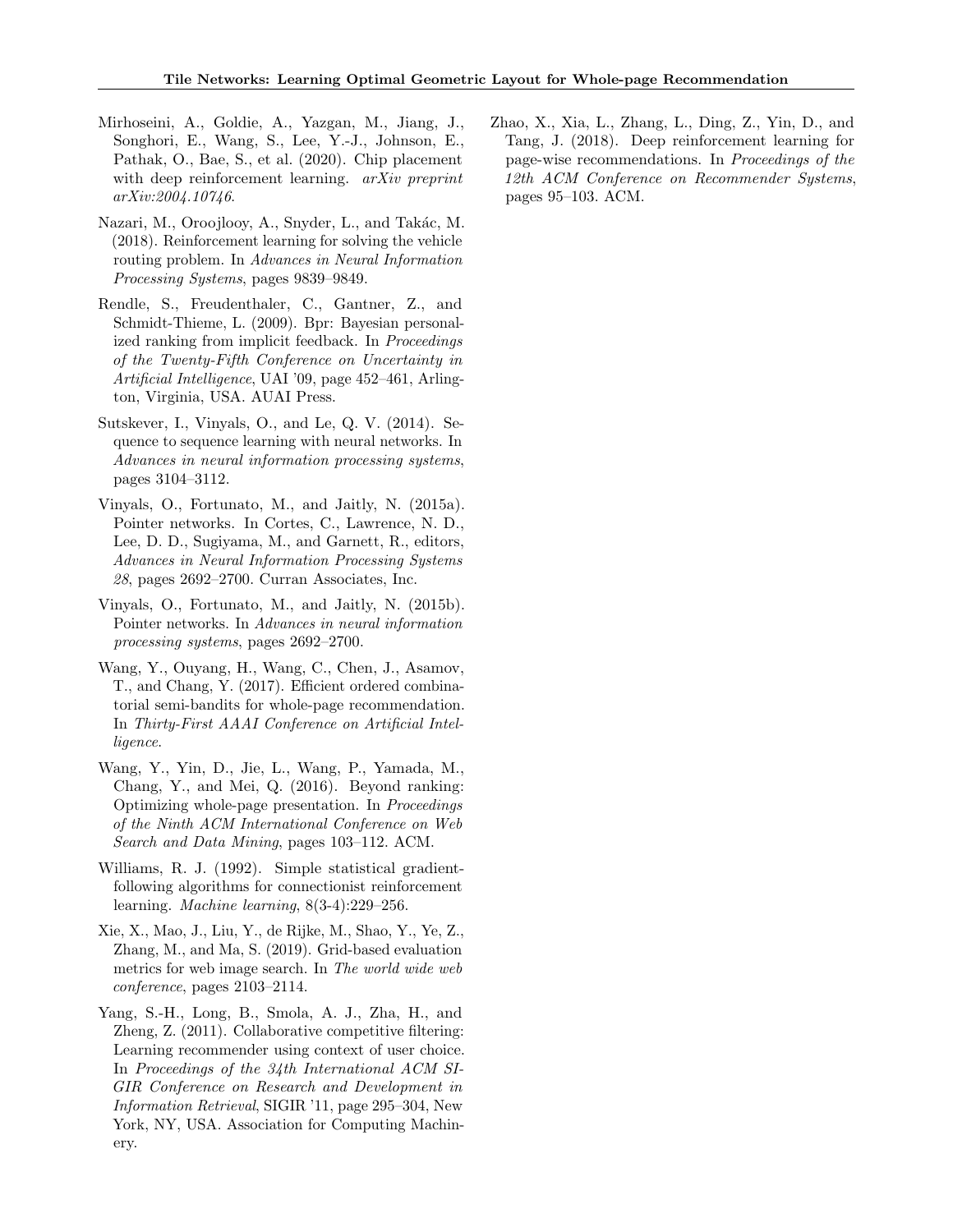Mirhoseini, A., Goldie, A., Yazgan, M., Jiang, J., Songhori, E., Wang, S., Lee, Y.-J., Johnson, E., Pathak, O., Bae, S., et al. (2020). Chip placement with deep reinforcement learning. *arXiv preprint arXiv:2004.10746*.

Nazari, M., Oroojlooy, A., Snyder, L., and Takác, M. (2018). Reinforcement learning for solving the vehicle routing problem. In *Advances in Neural Information Processing Systems*, pages 9839–9849.

Rendle, S., Freudenthaler, C., Gantner, Z., and Schmidt-Thieme, L. (2009). Bpr: Bayesian personalized ranking from implicit feedback. In *Proceedings of the Twenty-Fifth Conference on Uncertainty in Artificial Intelligence*, UAI '09, page 452–461, Arlington, Virginia, USA. AUAI Press.

Sutskever, I., Vinyals, O., and Le, Q. V. (2014). Sequence to sequence learning with neural networks. In *Advances in neural information processing systems*, pages 3104–3112.

Vinyals, O., Fortunato, M., and Jaitly, N. (2015a). Pointer networks. In Cortes, C., Lawrence, N. D., Lee, D. D., Sugiyama, M., and Garnett, R., editors, *Advances in Neural Information Processing Systems 28*, pages 2692–2700. Curran Associates, Inc.

Vinyals, O., Fortunato, M., and Jaitly, N. (2015b). Pointer networks. In *Advances in neural information processing systems*, pages 2692–2700.

Wang, Y., Ouyang, H., Wang, C., Chen, J., Asamov, T., and Chang, Y. (2017). Efficient ordered combinatorial semi-bandits for whole-page recommendation. In *Thirty-First AAAI Conference on Artificial Intelligence*.

Wang, Y., Yin, D., Jie, L., Wang, P., Yamada, M., Chang, Y., and Mei, Q. (2016). Beyond ranking: Optimizing whole-page presentation. In *Proceedings of the Ninth ACM International Conference on Web Search and Data Mining*, pages 103–112. ACM.

Williams, R. J. (1992). Simple statistical gradient-following algorithms for connectionist reinforcement learning. *Machine learning*, 8(3-4):229–256.

Xie, X., Mao, J., Liu, Y., de Rijke, M., Shao, Y., Ye, Z., Zhang, M., and Ma, S. (2019). Grid-based evaluation metrics for web image search. In *The world wide web conference*, pages 2103–2114.

Yang, S.-H., Long, B., Smola, A. J., Zha, H., and Zheng, Z. (2011). Collaborative competitive filtering: Learning recommender using context of user choice. In *Proceedings of the 34th International ACM SIGIR Conference on Research and Development in Information Retrieval*, SIGIR '11, page 295–304, New York, NY, USA. Association for Computing Machinery.

Zhao, X., Xia, L., Zhang, L., Ding, Z., Yin, D., and Tang, J. (2018). Deep reinforcement learning for page-wise recommendations. In *Proceedings of the 12th ACM Conference on Recommender Systems*, pages 95–103. ACM.